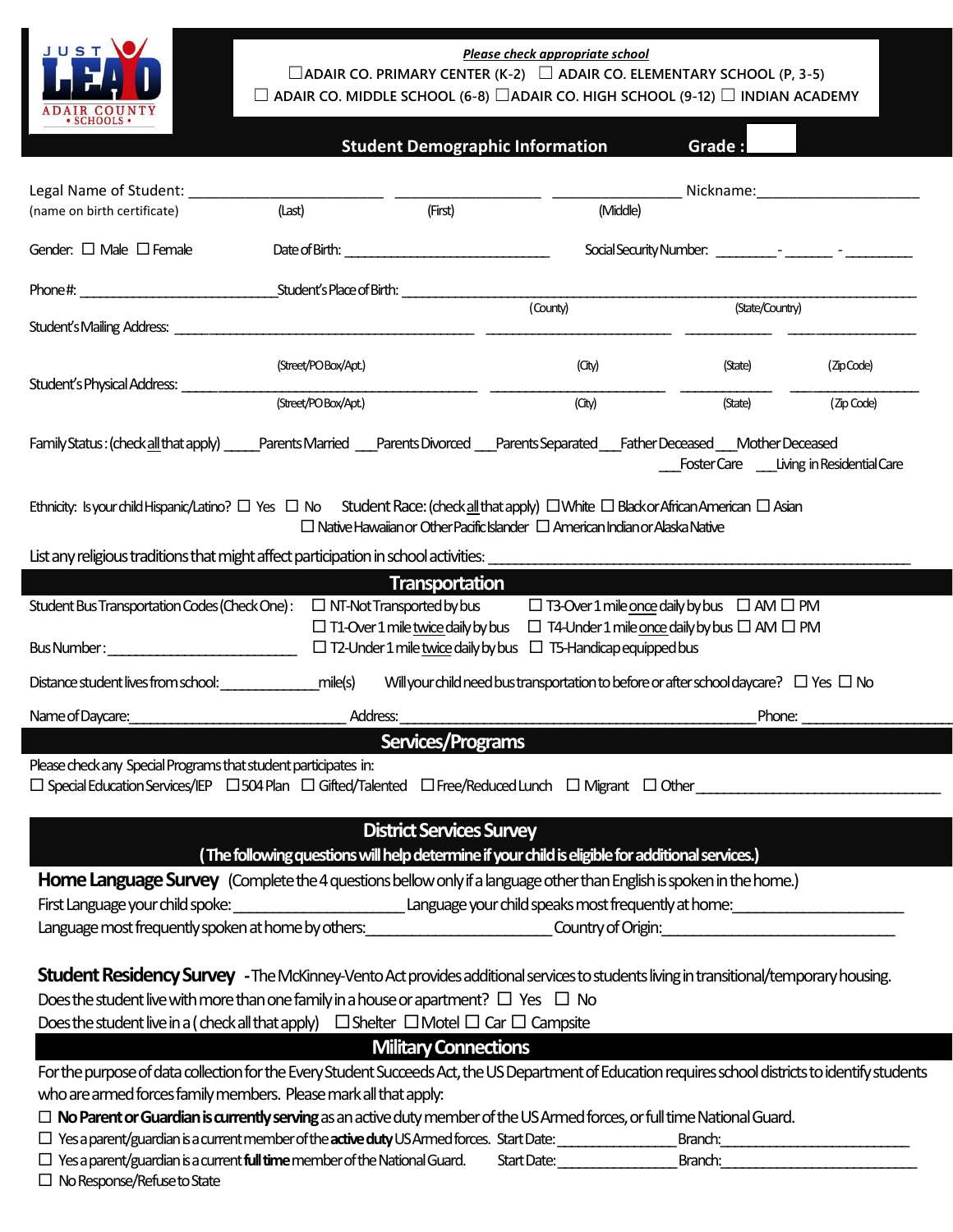JUST LEAD ADAIR COUNTY • SCHOOLS •

***Please check appropriate school***

☐ADAIR CO. PRIMARY CENTER (K-2) ☐ ADAIR CO. ELEMENTARY SCHOOL (P, 3-5)
☐ ADAIR CO. MIDDLE SCHOOL (6-8) ☐ADAIR CO. HIGH SCHOOL (9-12) ☐ INDIAN ACADEMY

## Student Demographic Information

**Grade :**

Legal Name of Student: ________________________ __________________ ________________ Nickname:____________________
(name on birth certificate) (Last) (First) (Middle)

Gender: ☐ Male ☐ Female Date of Birth: _________________________ Social Security Number: ________-_______ -_________

Phone #: ___________________________ Student's Place of Birth: _______________________________________________________
(County) (State/Country)

Student's Mailing Address: _____________________________________ _______________________ ___________ ________________
(Street/PO Box/Apt.) (City) (State) (Zip Code)

Student's Physical Address: ____________________________________ _______________________ ___________ ________________
(Street/PO Box/Apt.) (City) (State) (Zip Code)

Family Status : (check **all** that apply) _____Parents Married ___Parents Divorced ___Parents Separated ___Father Deceased ___Mother Deceased ___Foster Care ___Living in Residential Care

Ethnicity: Is your child Hispanic/Latino? ☐ Yes ☐ No Student Race: (check **all** that apply) ☐White ☐ Black or African American ☐ Asian ☐ Native Hawaiian or Other Pacific Islander ☐ American Indian or Alaska Native

List any religious traditions that might affect participation in school activities: _________________________________________________

## Transportation

Student Bus Transportation Codes (Check One) :
☐ NT-Not Transported by bus
☐ T1-Over 1 mile twice daily by bus
☐ T2-Under 1 mile twice daily by bus
☐ T3-Over 1 mile once daily by bus ☐ AM ☐ PM
☐ T4-Under 1 mile once daily by bus ☐ AM ☐ PM
☐ T5-Handicap equipped bus

Bus Number : _________________________

Distance student lives from school: ____________mile(s) Will your child need bus transportation to before or after school daycare? ☐ Yes ☐ No

Name of Daycare:____________________________ Address: ______________________________________________ Phone: ___________________

## Services/Programs

Please check any Special Programs that student participates in:
☐ Special Education Services/IEP ☐ 504 Plan ☐ Gifted/Talented ☐ Free/Reduced Lunch ☐ Migrant ☐ Other________________________________

## District Services Survey

**( The following questions will help determine if your child is eligible for additional services.)**

**Home Language Survey** (Complete the 4 questions bellow only if a language other than English is spoken in the home.)

First Language your child spoke: _____________________ Language your child speaks most frequently at home:_____________________

Language most frequently spoken at home by others:_______________________ Country of Origin:_____________________________

**Student Residency Survey** - The McKinney-Vento Act provides additional services to students living in transitional/temporary housing.

Does the student live with more than one family in a house or apartment? ☐ Yes ☐ No

Does the student live in a ( check all that apply) ☐ Shelter ☐ Motel ☐ Car ☐ Campsite

## Military Connections

For the purpose of data collection for the Every Student Succeeds Act, the US Department of Education requires school districts to identify students who are armed forces family members. Please mark all that apply:

☐ **No Parent or Guardian is currently serving** as an active duty member of the US Armed forces, or full time National Guard.

☐ Yes a parent/guardian is a current member of the **active duty** US Armed forces. Start Date:________________ Branch:__________________________

☐ Yes a parent/guardian is a current **full time** member of the National Guard. Start Date:________________ Branch:__________________________

☐ No Response/Refuse to State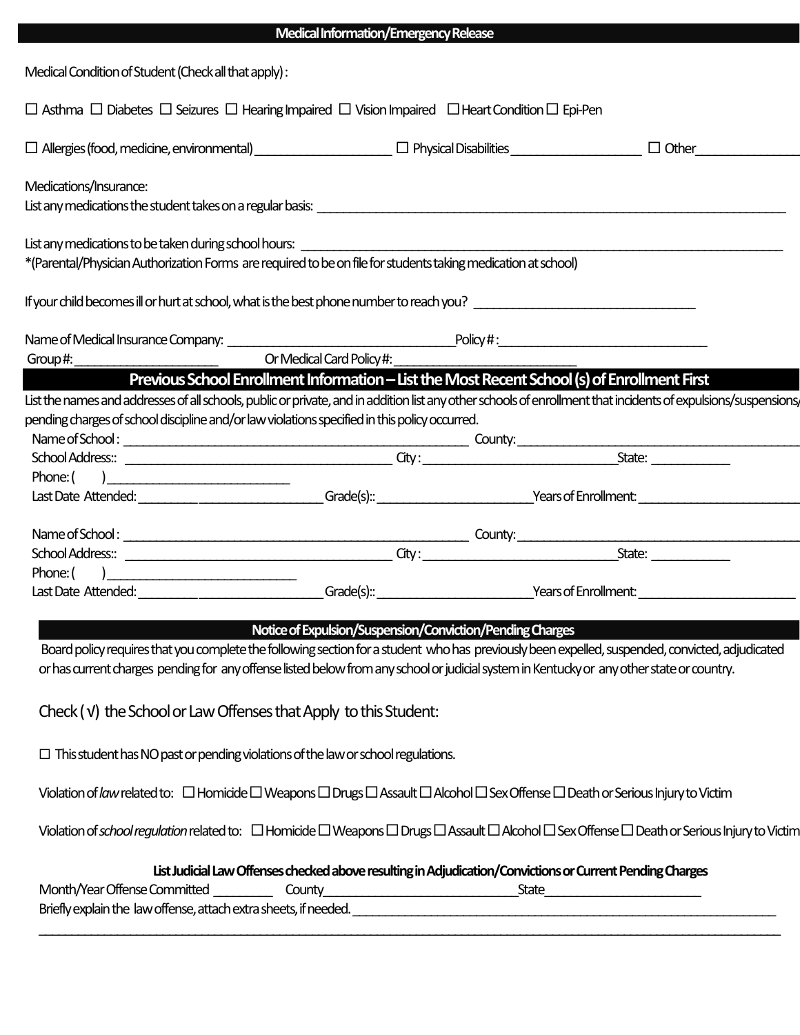## Medical Information/Emergency Release

Medical Condition of Student (Check all that apply) :

☐ Asthma ☐ Diabetes ☐ Seizures ☐ Hearing Impaired ☐ Vision Impaired ☐ Heart Condition ☐ Epi-Pen

☐ Allergies (food, medicine, environmental) ____________________ ☐ Physical Disabilities ____________________ ☐ Other ________________

Medications/Insurance:

List any medications the student takes on a regular basis: ______________________________________________________________________

List any medications to be taken during school hours: ______________________________________________________________________

*(Parental/Physician Authorization Forms are required to be on file for students taking medication at school)

If your child becomes ill or hurt at school, what is the best phone number to reach you? ________________________________

Name of Medical Insurance Company: __________________________________ Policy # : ________________________________

Group #: ____________________ Or Medical Card Policy #: ___________________________

## Previous School Enrollment Information – List the Most Recent School (s) of Enrollment First

List the names and addresses of all schools, public or private, and in addition list any other schools of enrollment that incidents of expulsions/suspensions/pending charges of school discipline and/or law violations specified in this policy occurred.

Name of School : ______________________________________________ County: ________________________________________

School Address:: ______________________________________ City : ____________________________ State: ___________

Phone: ( ) __________________________

Last Date Attended: __________________________ Grade(s):: _______________________ Years of Enrollment: ________________________

Name of School : ______________________________________________ County: ________________________________________

School Address:: ______________________________________ City : ____________________________ State: ___________

Phone: ( ) __________________________

Last Date Attended: __________________________ Grade(s):: _______________________ Years of Enrollment: ________________________

## Notice of Expulsion/Suspension/Conviction/Pending Charges

Board policy requires that you complete the following section for a student who has previously been expelled, suspended, convicted, adjudicated or has current charges pending for any offense listed below from any school or judicial system in Kentucky or any other state or country.

Check (√) the School or Law Offenses that Apply to this Student:

☐ This student has NO past or pending violations of the law or school regulations.

Violation of *law* related to: ☐ Homicide ☐ Weapons ☐ Drugs ☐ Assault ☐ Alcohol ☐ Sex Offense ☐ Death or Serious Injury to Victim

Violation of *school regulation* related to: ☐ Homicide ☐ Weapons ☐ Drugs ☐ Assault ☐ Alcohol ☐ Sex Offense ☐ Death or Serious Injury to Victim

**List Judicial Law Offenses checked above resulting in Adjudication/Convictions or Current Pending Charges**

Month/Year Offense Committed ________ County ____________________________ State ______________________

Briefly explain the law offense, attach extra sheets, if needed. ______________________________________________________________

______________________________________________________________________________________________________________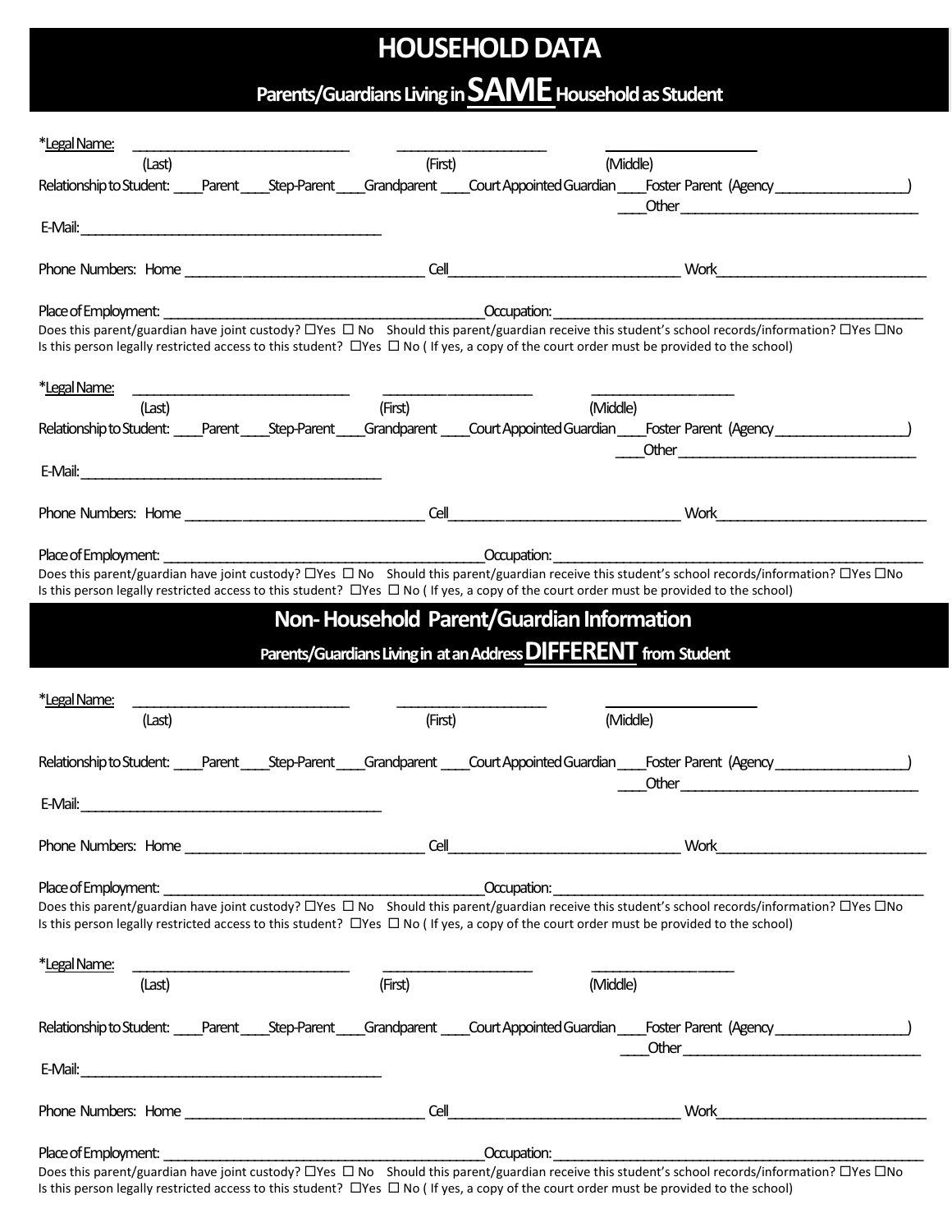# HOUSEHOLD DATA

## Parents/Guardians Living in **SAME** Household as Student

*Legal Name: ______________________________ ____________________ ____________________
(Last) (First) (Middle)

Relationship to Student: ____Parent ____Step-Parent ____Grandparent ____Court Appointed Guardian ____Foster Parent (Agency __________________)
____Other ________________________________

E-Mail: __________________________________________

Phone Numbers: Home _________________________________ Cell _________________________________ Work _____________________________

Place of Employment: ____________________________________________ Occupation: ____________________________________________________

Does this parent/guardian have joint custody? ☐Yes ☐ No Should this parent/guardian receive this student's school records/information? ☐Yes ☐No
Is this person legally restricted access to this student? ☐Yes ☐ No ( If yes, a copy of the court order must be provided to the school)

*Legal Name: ______________________________ ____________________ ____________________
(Last) (First) (Middle)

Relationship to Student: ____Parent ____Step-Parent ____Grandparent ____Court Appointed Guardian ____Foster Parent (Agency __________________)
____Other ________________________________

E-Mail: __________________________________________

Phone Numbers: Home _________________________________ Cell _________________________________ Work _____________________________

Place of Employment: ____________________________________________ Occupation: ____________________________________________________

Does this parent/guardian have joint custody? ☐Yes ☐ No Should this parent/guardian receive this student's school records/information? ☐Yes ☐No
Is this person legally restricted access to this student? ☐Yes ☐ No ( If yes, a copy of the court order must be provided to the school)

# Non- Household Parent/Guardian Information

## Parents/Guardians Living in at an Address **DIFFERENT** from Student

*Legal Name: ______________________________ ____________________ ____________________
(Last) (First) (Middle)

Relationship to Student: ____Parent ____Step-Parent ____Grandparent ____Court Appointed Guardian ____Foster Parent (Agency __________________)
____Other ________________________________

E-Mail: __________________________________________

Phone Numbers: Home _________________________________ Cell _________________________________ Work _____________________________

Place of Employment: ____________________________________________ Occupation: ____________________________________________________

Does this parent/guardian have joint custody? ☐Yes ☐ No Should this parent/guardian receive this student's school records/information? ☐Yes ☐No
Is this person legally restricted access to this student? ☐Yes ☐ No ( If yes, a copy of the court order must be provided to the school)

*Legal Name: ______________________________ ____________________ ____________________
(Last) (First) (Middle)

Relationship to Student: ____Parent ____Step-Parent ____Grandparent ____Court Appointed Guardian ____Foster Parent (Agency __________________)
____Other ________________________________

E-Mail: __________________________________________

Phone Numbers: Home _________________________________ Cell _________________________________ Work _____________________________

Place of Employment: ____________________________________________ Occupation: ____________________________________________________

Does this parent/guardian have joint custody? ☐Yes ☐ No Should this parent/guardian receive this student's school records/information? ☐Yes ☐No
Is this person legally restricted access to this student? ☐Yes ☐ No ( If yes, a copy of the court order must be provided to the school)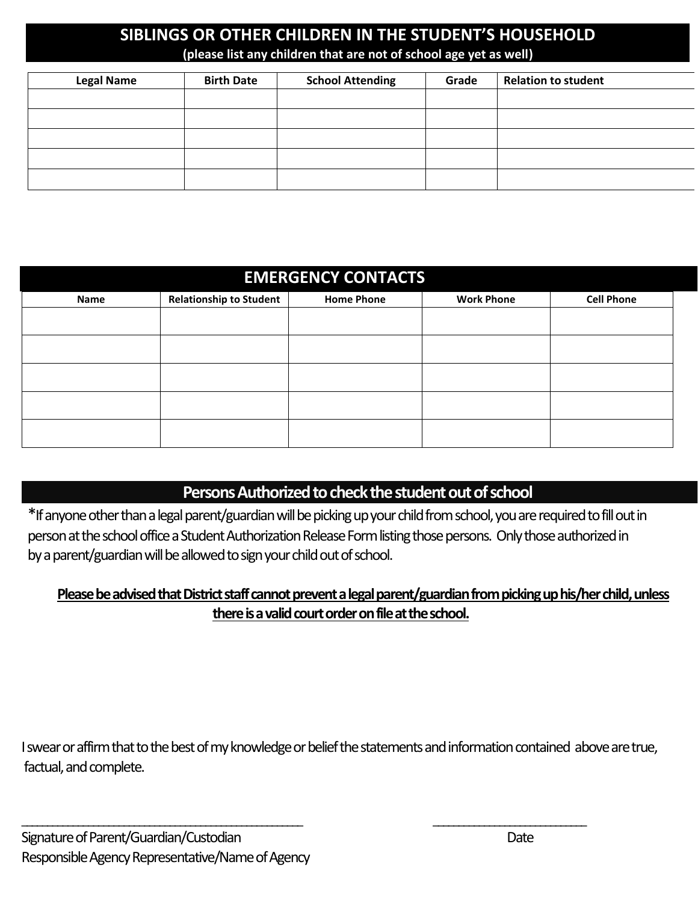## SIBLINGS OR OTHER CHILDREN IN THE STUDENT'S HOUSEHOLD

**(please list any children that are not of school age yet as well)**

| Legal Name | Birth Date | School Attending | Grade | Relation to student |
|---|---|---|---|---|
| | | | | |
| | | | | |
| | | | | |
| | | | | |
| | | | | |

## EMERGENCY CONTACTS

| Name | Relationship to Student | Home Phone | Work Phone | Cell Phone |
|---|---|---|---|---|
| | | | | |
| | | | | |
| | | | | |
| | | | | |
| | | | | |

## Persons Authorized to check the student out of school

*If anyone other than a legal parent/guardian will be picking up your child from school, you are required to fill out in person at the school office a Student Authorization Release Form listing those persons. Only those authorized in by a parent/guardian will be allowed to sign your child out of school.

**Please be advised that District staff cannot prevent a legal parent/guardian from picking up his/her child, unless there is a valid court order on file at the school.**

I swear or affirm that to the best of my knowledge or belief the statements and information contained above are true, factual, and complete.

\_\_\_\_\_\_\_\_\_\_\_\_\_\_\_\_\_\_\_\_\_\_\_\_\_\_\_\_\_\_\_\_\_\_\_\_\_\_\_\_\_\_\_\_ \_\_\_\_\_\_\_\_\_\_\_\_\_\_\_\_\_\_\_\_\_\_\_\_\_\_

Signature of Parent/Guardian/Custodian Date

Responsible Agency Representative/Name of Agency